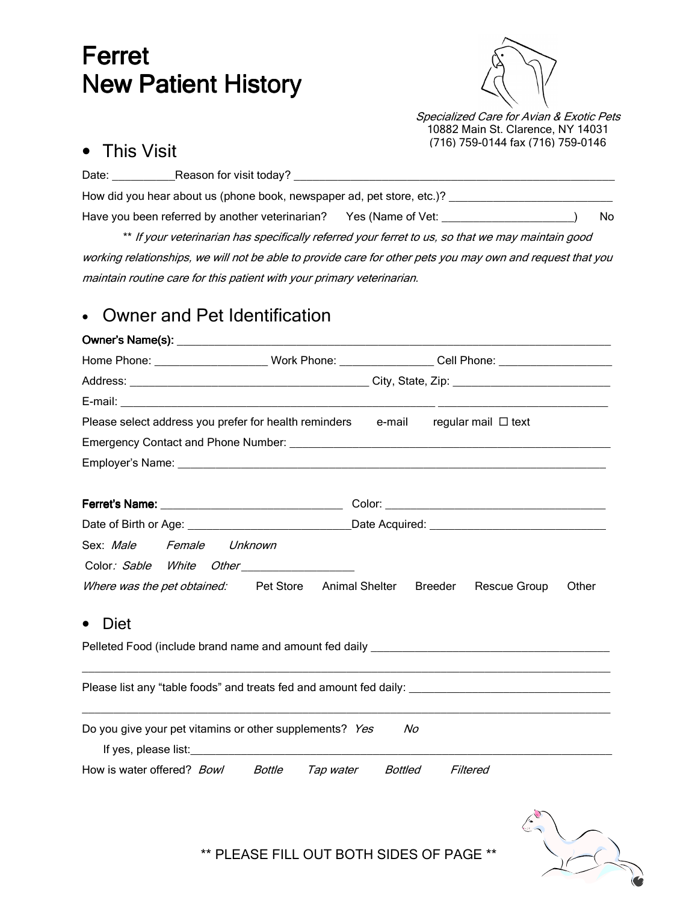# Ferret New Patient History

*Specialized Care for Avian & Exotic Pets*
10882 Main St. Clarence, NY 14031
(716) 759-0144 fax (716) 759-0146

## • This Visit

Date: ___________Reason for visit today? ___________________________________________________________

How did you hear about us (phone book, newspaper ad, pet store, etc.)? ____________________________

Have you been referred by another veterinarian? Yes (Name of Vet: _______________________) No

** *If your veterinarian has specifically referred your ferret to us, so that we may maintain good working relationships, we will not be able to provide care for other pets you may own and request that you maintain routine care for this patient with your primary veterinarian.*

## • Owner and Pet Identification

**Owner's Name(s):** ________________________________________________________________________________

Home Phone: ___________________ Work Phone: ________________ Cell Phone: ___________________

Address: ________________________________________ City, State, Zip: ___________________________

E-mail: ___________________________________________________ _____________________________

Please select address you prefer for health reminders e-mail regular mail ☐ text

Emergency Contact and Phone Number: ________________________________________________________

Employer's Name: ___________________________________________________________________________

**Ferret's Name:** ______________________________ Color: _____________________________________

Date of Birth or Age: ____________________________Date Acquired: ______________________________

Sex: *Male* *Female* *Unknown*

Color*: Sable* *White* *Other* ___________________

*Where was the pet obtained:* Pet Store Animal Shelter Breeder Rescue Group Other

## • Diet

Pelleted Food (include brand name and amount fed daily ________________________________________

_____________________________________________________________________________________________

Please list any "table foods" and treats fed and amount fed daily: __________________________________

_____________________________________________________________________________________________

Do you give your pet vitamins or other supplements? *Yes* *No*

If yes, please list:__________________________________________________________________________

How is water offered? *Bowl* *Bottle* *Tap water* *Bottled* *Filtered*

** PLEASE FILL OUT BOTH SIDES OF PAGE **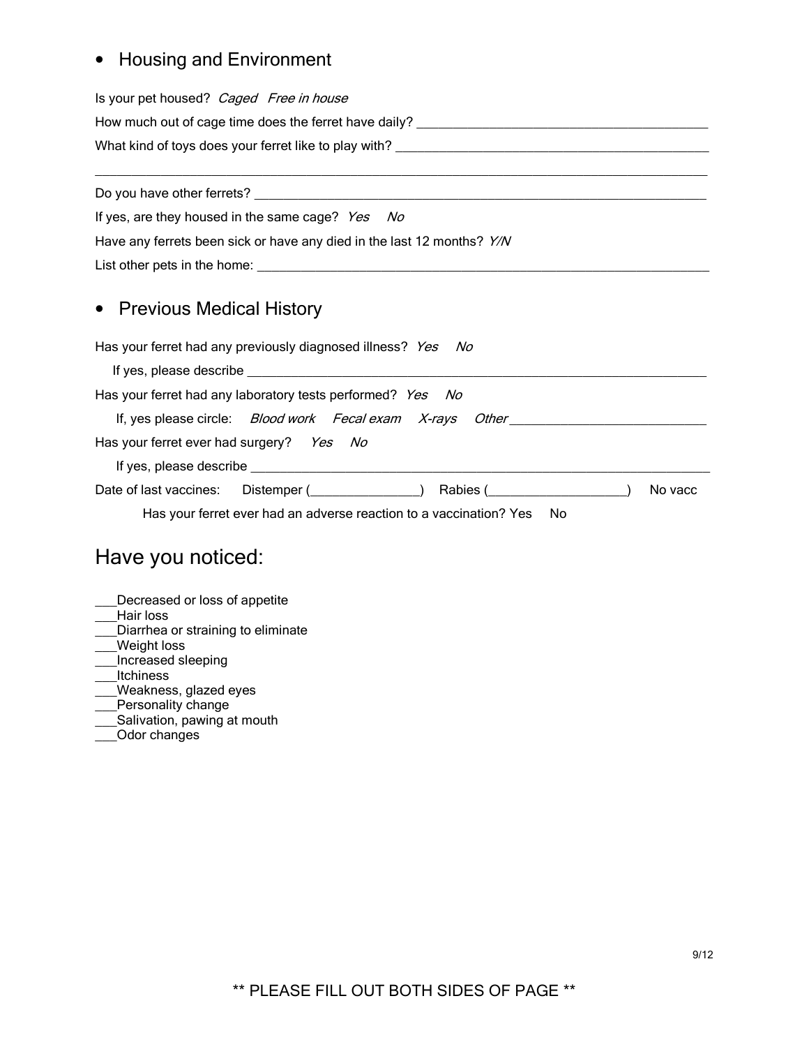- Housing and Environment

Is your pet housed? *Caged Free in house*

How much out of cage time does the ferret have daily? ________________________________________

What kind of toys does your ferret like to play with? ________________________________________

________________________________________________________________________________

Do you have other ferrets? ________________________________________________________________

If yes, are they housed in the same cage? *Yes No*

Have any ferrets been sick or have any died in the last 12 months? *Y/N*

List other pets in the home: ______________________________________________________________

- Previous Medical History

Has your ferret had any previously diagnosed illness? *Yes No*

If yes, please describe ________________________________________________________________

Has your ferret had any laboratory tests performed? *Yes No*

If, yes please circle: *Blood work Fecal exam X-rays Other* ___________________________

Has your ferret ever had surgery? *Yes No*

If yes, please describe ________________________________________________________________

Date of last vaccines: Distemper (_______________) Rabies (__________________) No vacc

Has your ferret ever had an adverse reaction to a vaccination? Yes No

## Have you noticed:

___Decreased or loss of appetite
___Hair loss
___Diarrhea or straining to eliminate
___Weight loss
___Increased sleeping
___Itchiness
___Weakness, glazed eyes
___Personality change
___Salivation, pawing at mouth
___Odor changes

** PLEASE FILL OUT BOTH SIDES OF PAGE **